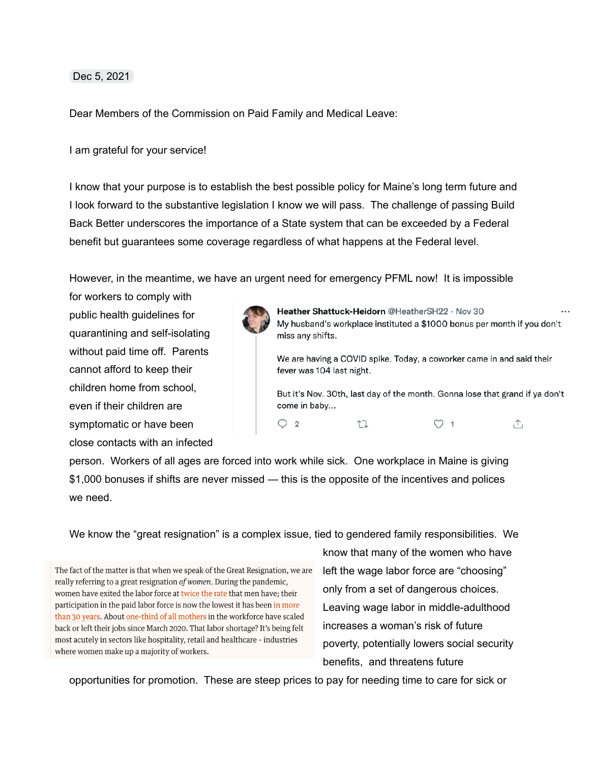Dec 5, 2021

Dear Members of the Commission on Paid Family and Medical Leave:

I am grateful for your service!

I know that your purpose is to establish the best possible policy for Maine's long term future and I look forward to the substantive legislation I know we will pass. The challenge of passing Build Back Better underscores the importance of a State system that can be exceeded by a Federal benefit but guarantees some coverage regardless of what happens at the Federal level.

However, in the meantime, we have an urgent need for emergency PFML now! It is impossible for workers to comply with public health guidelines for quarantining and self-isolating without paid time off. Parents cannot afford to keep their children home from school, even if their children are symptomatic or have been close contacts with an infected person. Workers of all ages are forced into work while sick. One workplace in Maine is giving $1,000 bonuses if shifts are never missed — this is the opposite of the incentives and polices we need.

> **Heather Shattuck-Heidorn** @HeatherSH22 · Nov 30
>
> My husband's workplace instituted a $1000 bonus per month if you don't miss any shifts.
>
> We are having a COVID spike. Today, a coworker came in and said their fever was 104 last night.
>
> But it's Nov. 30th, last day of the month. Gonna lose that grand if ya don't come in baby...
>
> 2 1

We know the "great resignation" is a complex issue, tied to gendered family responsibilities. We know that many of the women who have left the wage labor force are "choosing" only from a set of dangerous choices. Leaving wage labor in middle-adulthood increases a woman's risk of future poverty, potentially lowers social security benefits, and threatens future opportunities for promotion. These are steep prices to pay for needing time to care for sick or

> The fact of the matter is that when we speak of the Great Resignation, we are really referring to a great resignation *of women*. During the pandemic, women have exited the labor force at twice the rate that men have; their participation in the paid labor force is now the lowest it has been in more than 30 years. About one-third of all mothers in the workforce have scaled back or left their jobs since March 2020. That labor shortage? It's being felt most acutely in sectors like hospitality, retail and healthcare - industries where women make up a majority of workers.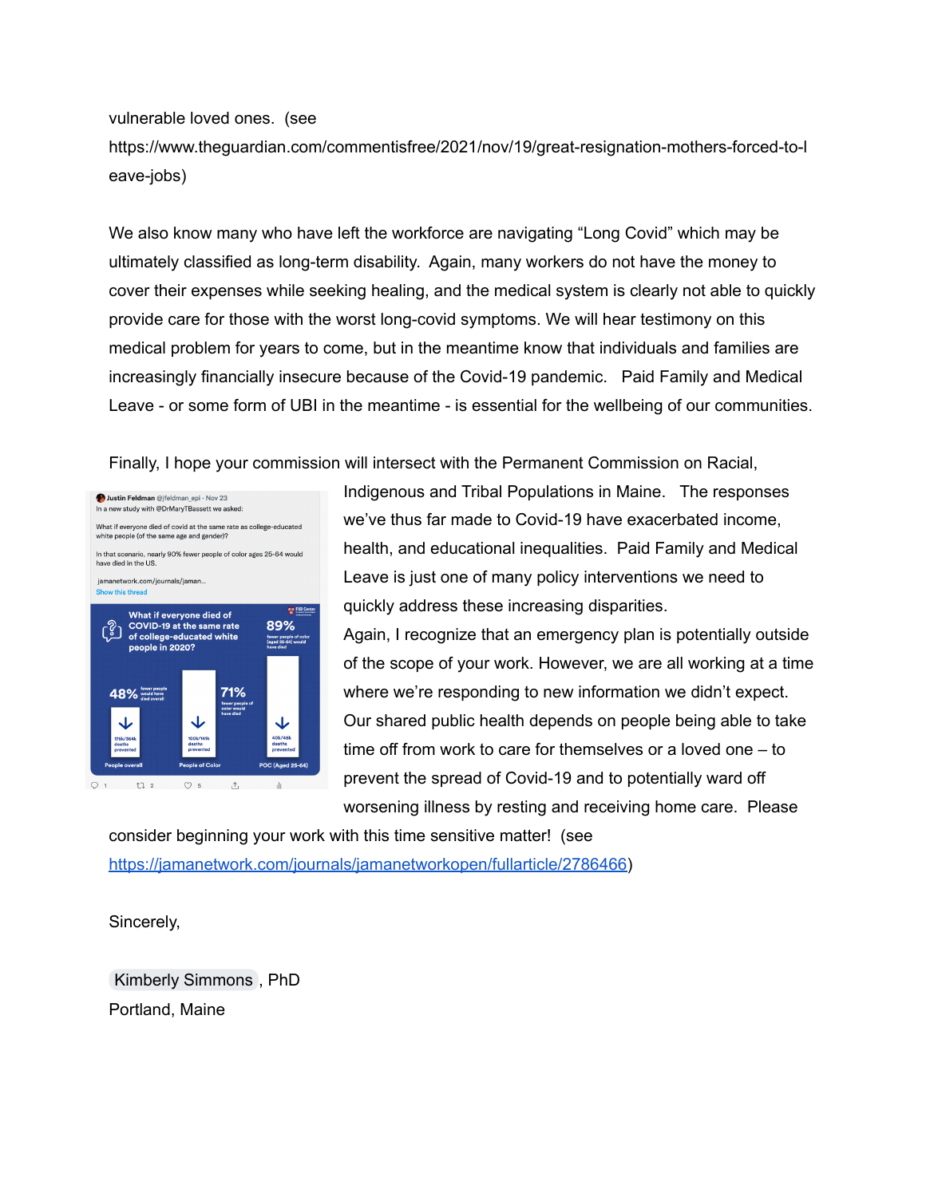vulnerable loved ones. (see https://www.theguardian.com/commentisfree/2021/nov/19/great-resignation-mothers-forced-to-leave-jobs)

We also know many who have left the workforce are navigating "Long Covid" which may be ultimately classified as long-term disability. Again, many workers do not have the money to cover their expenses while seeking healing, and the medical system is clearly not able to quickly provide care for those with the worst long-covid symptoms. We will hear testimony on this medical problem for years to come, but in the meantime know that individuals and families are increasingly financially insecure because of the Covid-19 pandemic. Paid Family and Medical Leave - or some form of UBI in the meantime - is essential for the wellbeing of our communities.

Finally, I hope your commission will intersect with the Permanent Commission on Racial, Indigenous and Tribal Populations in Maine. The responses we've thus far made to Covid-19 have exacerbated income, health, and educational inequalities. Paid Family and Medical Leave is just one of many policy interventions we need to quickly address these increasing disparities.

Again, I recognize that an emergency plan is potentially outside of the scope of your work. However, we are all working at a time where we're responding to new information we didn't expect. Our shared public health depends on people being able to take time off from work to care for themselves or a loved one – to prevent the spread of Covid-19 and to potentially ward off worsening illness by resting and receiving home care. Please consider beginning your work with this time sensitive matter! (see [https://jamanetwork.com/journals/jamanetworkopen/fullarticle/2786466](https://jamanetwork.com/journals/jamanetworkopen/fullarticle/2786466))

Justin Feldman @jfeldman_epi · Nov 23

In a new study with @DrMaryTBassett we asked:

What if everyone died of covid at the same rate as college-educated white people (of the same age and gender)?

In that scenario, nearly 90% fewer people of color ages 25-64 would have died in the US.

jamanetwork.com/journals/jaman...

Show this thread

What if everyone died of COVID-19 at the same rate of college-educated white people in 2020?

48% fewer people would have died overall

176k/364k deaths prevented

People overall

71% fewer people of color would have died

100k/141k deaths prevented

People of Color

89% fewer people of color (aged 25-64) would have died

40k/45k deaths prevented

POC (Aged 25-64)

Sincerely,

Kimberly Simmons, PhD
Portland, Maine